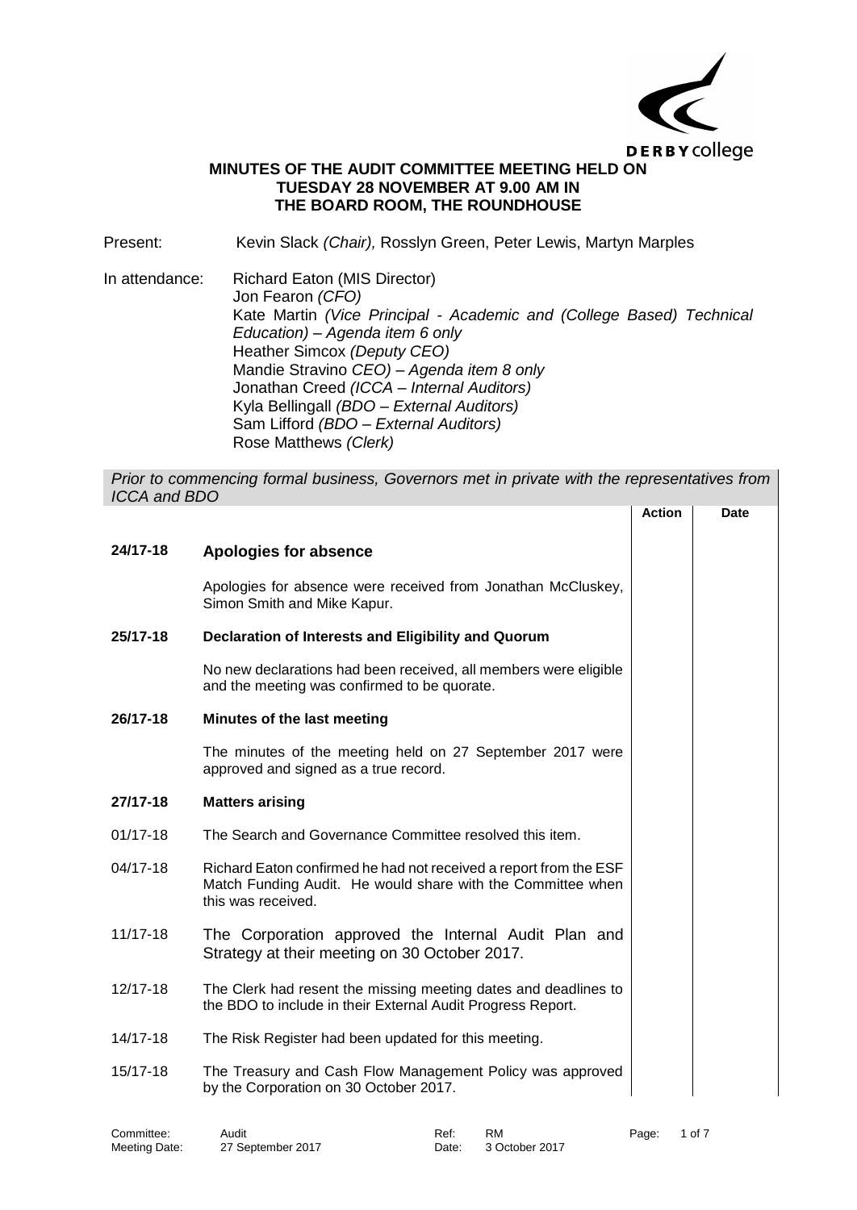**DERBY college**

# MINUTES OF THE AUDIT COMMITTEE MEETING HELD ON TUESDAY 28 NOVEMBER AT 9.00 AM IN THE BOARD ROOM, THE ROUNDHOUSE

Present: Kevin Slack *(Chair),* Rosslyn Green, Peter Lewis, Martyn Marples

In attendance:
Richard Eaton (MIS Director)
Jon Fearon *(CFO)*
Kate Martin *(Vice Principal - Academic and (College Based) Technical Education) – Agenda item 6 only*
Heather Simcox *(Deputy CEO)*
Mandie Stravino *CEO) – Agenda item 8 only*
Jonathan Creed *(ICCA – Internal Auditors)*
Kyla Bellingall *(BDO – External Auditors)*
Sam Lifford *(BDO – External Auditors)*
Rose Matthews *(Clerk)*

*Prior to commencing formal business, Governors met in private with the representatives from ICCA and BDO*

| | | Action | Date |
|---|---|---|---|
| **24/17-18** | **Apologies for absence** | | |
| | Apologies for absence were received from Jonathan McCluskey, Simon Smith and Mike Kapur. | | |
| **25/17-18** | **Declaration of Interests and Eligibility and Quorum** | | |
| | No new declarations had been received, all members were eligible and the meeting was confirmed to be quorate. | | |
| **26/17-18** | **Minutes of the last meeting** | | |
| | The minutes of the meeting held on 27 September 2017 were approved and signed as a true record. | | |
| **27/17-18** | **Matters arising** | | |
| 01/17-18 | The Search and Governance Committee resolved this item. | | |
| 04/17-18 | Richard Eaton confirmed he had not received a report from the ESF Match Funding Audit. He would share with the Committee when this was received. | | |
| 11/17-18 | The Corporation approved the Internal Audit Plan and Strategy at their meeting on 30 October 2017. | | |
| 12/17-18 | The Clerk had resent the missing meeting dates and deadlines to the BDO to include in their External Audit Progress Report. | | |
| 14/17-18 | The Risk Register had been updated for this meeting. | | |
| 15/17-18 | The Treasury and Cash Flow Management Policy was approved by the Corporation on 30 October 2017. | | |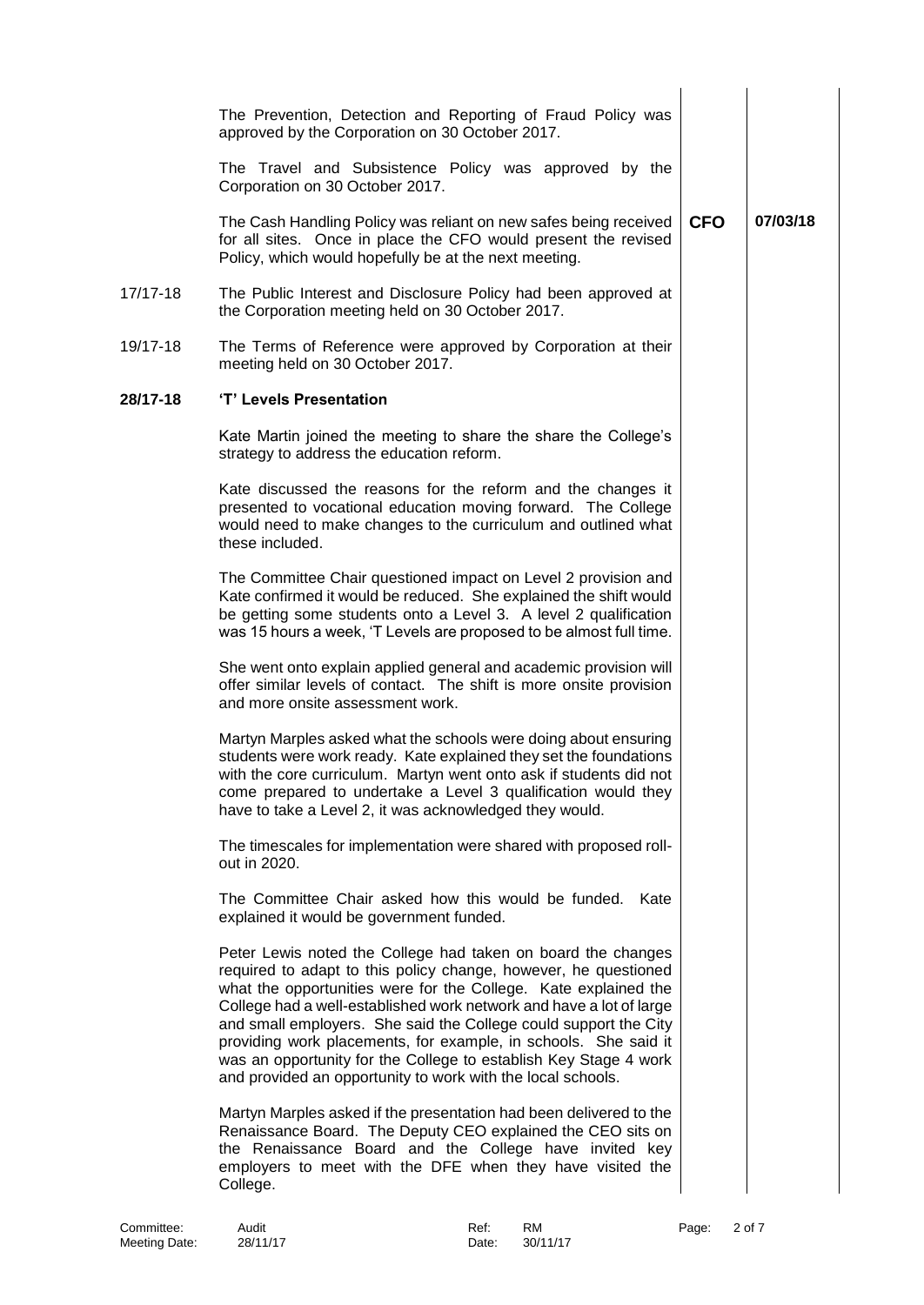| | | | |
|---|---|---|---|
| | The Prevention, Detection and Reporting of Fraud Policy was approved by the Corporation on 30 October 2017. | | |
| | The Travel and Subsistence Policy was approved by the Corporation on 30 October 2017. | | |
| | The Cash Handling Policy was reliant on new safes being received for all sites. Once in place the CFO would present the revised Policy, which would hopefully be at the next meeting. | **CFO** | **07/03/18** |
| 17/17-18 | The Public Interest and Disclosure Policy had been approved at the Corporation meeting held on 30 October 2017. | | |
| 19/17-18 | The Terms of Reference were approved by Corporation at their meeting held on 30 October 2017. | | |
| **28/17-18** | **'T' Levels Presentation** | | |
| | Kate Martin joined the meeting to share the share the College's strategy to address the education reform. | | |
| | Kate discussed the reasons for the reform and the changes it presented to vocational education moving forward. The College would need to make changes to the curriculum and outlined what these included. | | |
| | The Committee Chair questioned impact on Level 2 provision and Kate confirmed it would be reduced. She explained the shift would be getting some students onto a Level 3. A level 2 qualification was 15 hours a week, 'T Levels are proposed to be almost full time. | | |
| | She went onto explain applied general and academic provision will offer similar levels of contact. The shift is more onsite provision and more onsite assessment work. | | |
| | Martyn Marples asked what the schools were doing about ensuring students were work ready. Kate explained they set the foundations with the core curriculum. Martyn went onto ask if students did not come prepared to undertake a Level 3 qualification would they have to take a Level 2, it was acknowledged they would. | | |
| | The timescales for implementation were shared with proposed roll-out in 2020. | | |
| | The Committee Chair asked how this would be funded. Kate explained it would be government funded. | | |
| | Peter Lewis noted the College had taken on board the changes required to adapt to this policy change, however, he questioned what the opportunities were for the College. Kate explained the College had a well-established work network and have a lot of large and small employers. She said the College could support the City providing work placements, for example, in schools. She said it was an opportunity for the College to establish Key Stage 4 work and provided an opportunity to work with the local schools. | | |
| | Martyn Marples asked if the presentation had been delivered to the Renaissance Board. The Deputy CEO explained the CEO sits on the Renaissance Board and the College have invited key employers to meet with the DFE when they have visited the College. | | |

Committee: Audit | Meeting Date: 28/11/17 | Ref: RM | Date: 30/11/17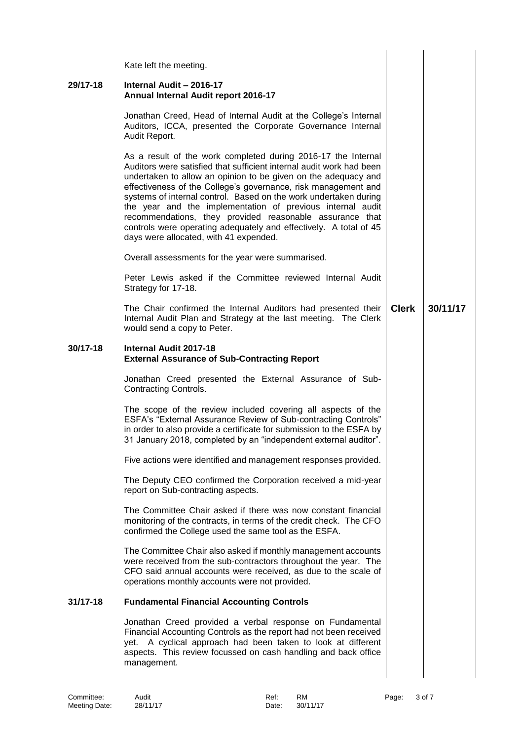Kate left the meeting.

**29/17-18 Internal Audit – 2016-17**
**Annual Internal Audit report 2016-17**

Jonathan Creed, Head of Internal Audit at the College's Internal Auditors, ICCA, presented the Corporate Governance Internal Audit Report.

As a result of the work completed during 2016-17 the Internal Auditors were satisfied that sufficient internal audit work had been undertaken to allow an opinion to be given on the adequacy and effectiveness of the College's governance, risk management and systems of internal control. Based on the work undertaken during the year and the implementation of previous internal audit recommendations, they provided reasonable assurance that controls were operating adequately and effectively. A total of 45 days were allocated, with 41 expended.

Overall assessments for the year were summarised.

Peter Lewis asked if the Committee reviewed Internal Audit Strategy for 17-18.

| | Action | Date |
|---|---|---|
| The Chair confirmed the Internal Auditors had presented their Internal Audit Plan and Strategy at the last meeting. The Clerk would send a copy to Peter. | **Clerk** | **30/11/17** |

**30/17-18 Internal Audit 2017-18**
**External Assurance of Sub-Contracting Report**

Jonathan Creed presented the External Assurance of Sub-Contracting Controls.

The scope of the review included covering all aspects of the ESFA's "External Assurance Review of Sub-contracting Controls" in order to also provide a certificate for submission to the ESFA by 31 January 2018, completed by an "independent external auditor".

Five actions were identified and management responses provided.

The Deputy CEO confirmed the Corporation received a mid-year report on Sub-contracting aspects.

The Committee Chair asked if there was now constant financial monitoring of the contracts, in terms of the credit check. The CFO confirmed the College used the same tool as the ESFA.

The Committee Chair also asked if monthly management accounts were received from the sub-contractors throughout the year. The CFO said annual accounts were received, as due to the scale of operations monthly accounts were not provided.

**31/17-18 Fundamental Financial Accounting Controls**

Jonathan Creed provided a verbal response on Fundamental Financial Accounting Controls as the report had not been received yet. A cyclical approach had been taken to look at different aspects. This review focussed on cash handling and back office management.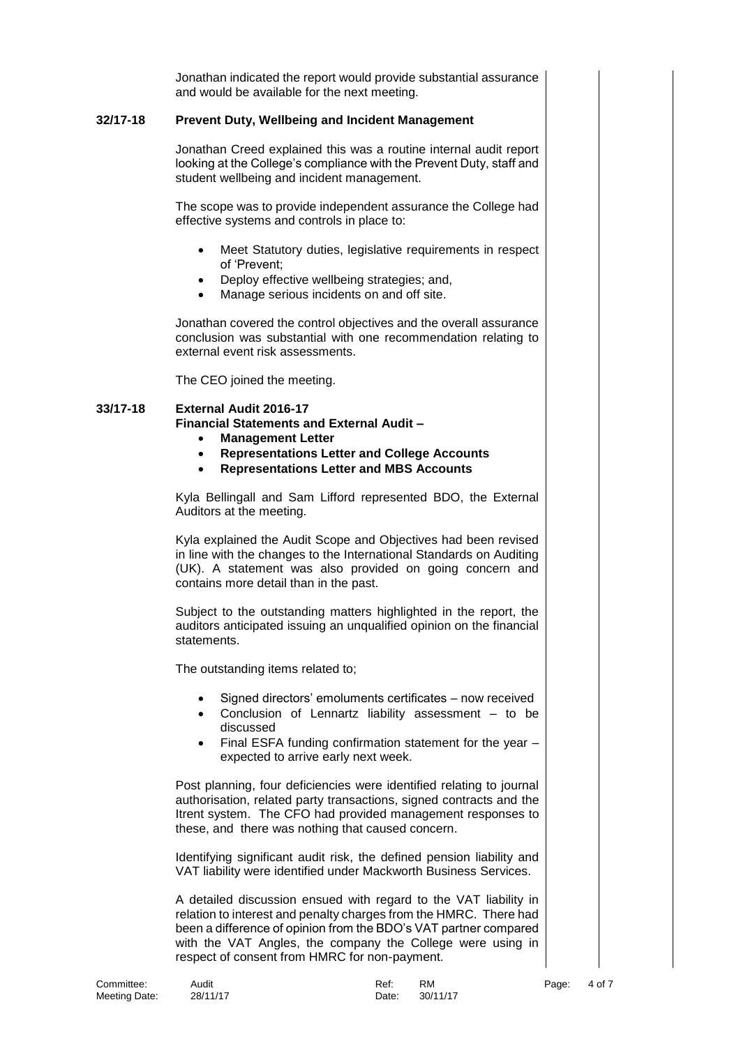Jonathan indicated the report would provide substantial assurance and would be available for the next meeting.

**32/17-18 Prevent Duty, Wellbeing and Incident Management**

Jonathan Creed explained this was a routine internal audit report looking at the College's compliance with the Prevent Duty, staff and student wellbeing and incident management.

The scope was to provide independent assurance the College had effective systems and controls in place to:

- Meet Statutory duties, legislative requirements in respect of 'Prevent;
- Deploy effective wellbeing strategies; and,
- Manage serious incidents on and off site.

Jonathan covered the control objectives and the overall assurance conclusion was substantial with one recommendation relating to external event risk assessments.

The CEO joined the meeting.

**33/17-18 External Audit 2016-17**
**Financial Statements and External Audit –**

- **Management Letter**
- **Representations Letter and College Accounts**
- **Representations Letter and MBS Accounts**

Kyla Bellingall and Sam Lifford represented BDO, the External Auditors at the meeting.

Kyla explained the Audit Scope and Objectives had been revised in line with the changes to the International Standards on Auditing (UK). A statement was also provided on going concern and contains more detail than in the past.

Subject to the outstanding matters highlighted in the report, the auditors anticipated issuing an unqualified opinion on the financial statements.

The outstanding items related to;

- Signed directors' emoluments certificates – now received
- Conclusion of Lennartz liability assessment – to be discussed
- Final ESFA funding confirmation statement for the year – expected to arrive early next week.

Post planning, four deficiencies were identified relating to journal authorisation, related party transactions, signed contracts and the Itrent system. The CFO had provided management responses to these, and there was nothing that caused concern.

Identifying significant audit risk, the defined pension liability and VAT liability were identified under Mackworth Business Services.

A detailed discussion ensued with regard to the VAT liability in relation to interest and penalty charges from the HMRC. There had been a difference of opinion from the BDO's VAT partner compared with the VAT Angles, the company the College were using in respect of consent from HMRC for non-payment.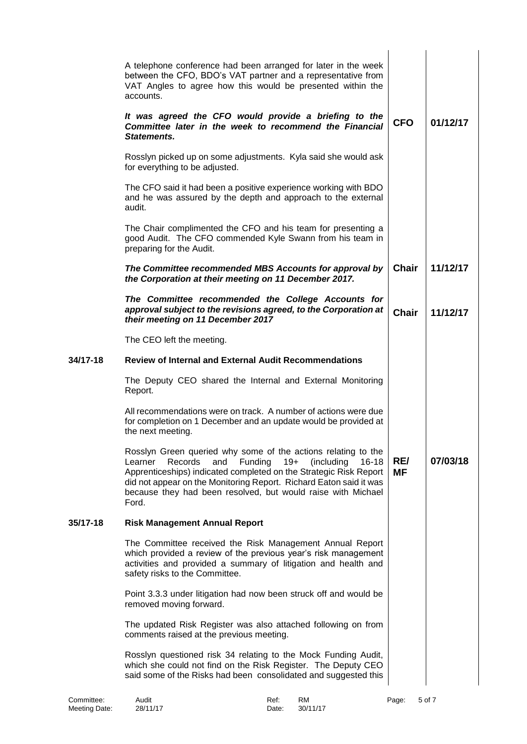| | | | |
|---|---|---|---|
| | A telephone conference had been arranged for later in the week between the CFO, BDO's VAT partner and a representative from VAT Angles to agree how this would be presented within the accounts. | | |
| | ***It was agreed the CFO would provide a briefing to the Committee later in the week to recommend the Financial Statements.*** | **CFO** | **01/12/17** |
| | Rosslyn picked up on some adjustments. Kyla said she would ask for everything to be adjusted. | | |
| | The CFO said it had been a positive experience working with BDO and he was assured by the depth and approach to the external audit. | | |
| | The Chair complimented the CFO and his team for presenting a good Audit. The CFO commended Kyle Swann from his team in preparing for the Audit. | | |
| | ***The Committee recommended MBS Accounts for approval by the Corporation at their meeting on 11 December 2017.*** | **Chair** | **11/12/17** |
| | ***The Committee recommended the College Accounts for approval subject to the revisions agreed, to the Corporation at their meeting on 11 December 2017*** | **Chair** | **11/12/17** |
| | The CEO left the meeting. | | |
| **34/17-18** | **Review of Internal and External Audit Recommendations** | | |
| | The Deputy CEO shared the Internal and External Monitoring Report. | | |
| | All recommendations were on track. A number of actions were due for completion on 1 December and an update would be provided at the next meeting. | | |
| | Rosslyn Green queried why some of the actions relating to the Learner Records and Funding 19+ (including 16-18 Apprenticeships) indicated completed on the Strategic Risk Report did not appear on the Monitoring Report. Richard Eaton said it was because they had been resolved, but would raise with Michael Ford. | **RE/ MF** | **07/03/18** |
| **35/17-18** | **Risk Management Annual Report** | | |
| | The Committee received the Risk Management Annual Report which provided a review of the previous year's risk management activities and provided a summary of litigation and health and safety risks to the Committee. | | |
| | Point 3.3.3 under litigation had now been struck off and would be removed moving forward. | | |
| | The updated Risk Register was also attached following on from comments raised at the previous meeting. | | |
| | Rosslyn questioned risk 34 relating to the Mock Funding Audit, which she could not find on the Risk Register. The Deputy CEO said some of the Risks had been consolidated and suggested this | | |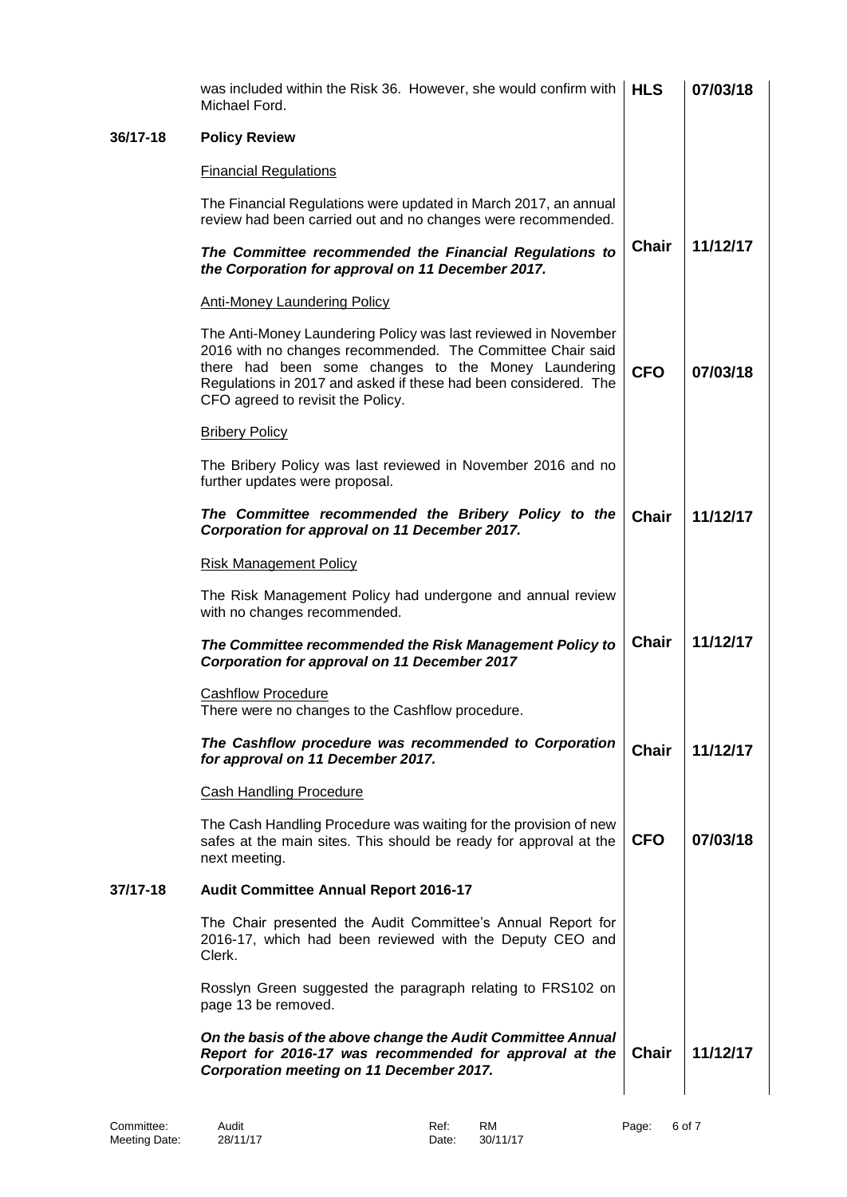| | | | |
|---|---|---|---|
| | was included within the Risk 36. However, she would confirm with Michael Ford. | **HLS** | **07/03/18** |
| **36/17-18** | **Policy Review** | | |
| | <u>Financial Regulations</u> | | |
| | The Financial Regulations were updated in March 2017, an annual review had been carried out and no changes were recommended. | | |
| | ***The Committee recommended the Financial Regulations to the Corporation for approval on 11 December 2017.*** | **Chair** | **11/12/17** |
| | <u>Anti-Money Laundering Policy</u> | | |
| | The Anti-Money Laundering Policy was last reviewed in November 2016 with no changes recommended. The Committee Chair said there had been some changes to the Money Laundering Regulations in 2017 and asked if these had been considered. The CFO agreed to revisit the Policy. | **CFO** | **07/03/18** |
| | <u>Bribery Policy</u> | | |
| | The Bribery Policy was last reviewed in November 2016 and no further updates were proposal. | | |
| | ***The Committee recommended the Bribery Policy to the Corporation for approval on 11 December 2017.*** | **Chair** | **11/12/17** |
| | <u>Risk Management Policy</u> | | |
| | The Risk Management Policy had undergone and annual review with no changes recommended. | | |
| | ***The Committee recommended the Risk Management Policy to Corporation for approval on 11 December 2017*** | **Chair** | **11/12/17** |
| | <u>Cashflow Procedure</u><br>There were no changes to the Cashflow procedure. | | |
| | ***The Cashflow procedure was recommended to Corporation for approval on 11 December 2017.*** | **Chair** | **11/12/17** |
| | <u>Cash Handling Procedure</u> | | |
| | The Cash Handling Procedure was waiting for the provision of new safes at the main sites. This should be ready for approval at the next meeting. | **CFO** | **07/03/18** |
| **37/17-18** | **Audit Committee Annual Report 2016-17** | | |
| | The Chair presented the Audit Committee's Annual Report for 2016-17, which had been reviewed with the Deputy CEO and Clerk. | | |
| | Rosslyn Green suggested the paragraph relating to FRS102 on page 13 be removed. | | |
| | ***On the basis of the above change the Audit Committee Annual Report for 2016-17 was recommended for approval at the Corporation meeting on 11 December 2017.*** | **Chair** | **11/12/17** |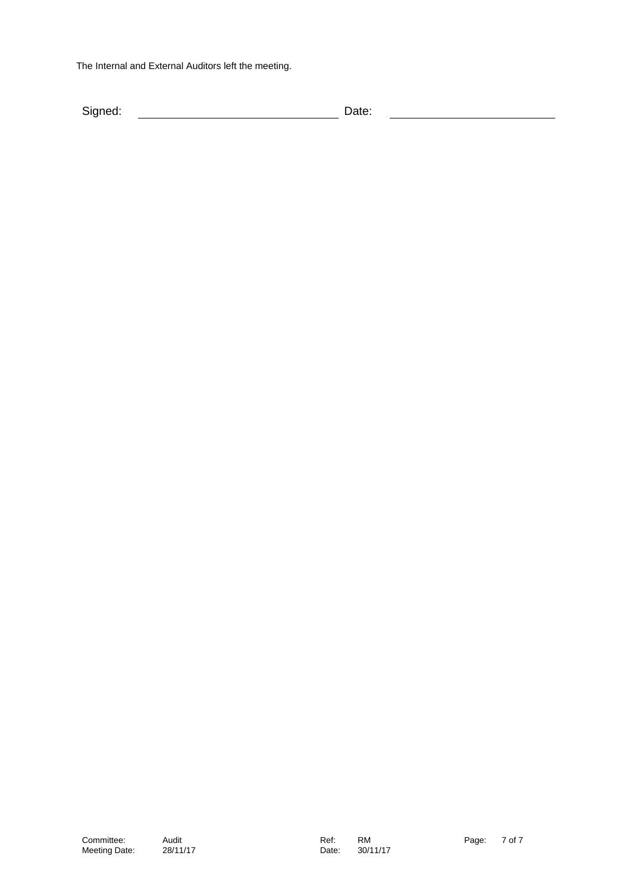The Internal and External Auditors left the meeting.

Signed: \_\_\_\_\_\_\_\_\_\_\_\_\_\_\_\_\_\_\_\_\_\_\_\_\_\_\_\_\_\_ Date: \_\_\_\_\_\_\_\_\_\_\_\_\_\_\_\_\_\_\_\_\_\_\_\_\_\_\_\_